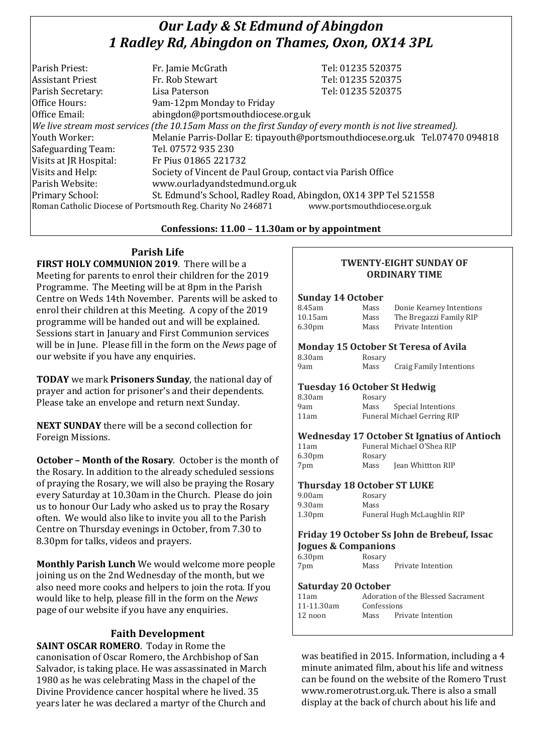# *Our Lady & St Edmund of Abingdon*
# *1 Radley Rd, Abingdon on Thames, Oxon, OX14 3PL*

| | | |
|---|---|---|
| Parish Priest: | Fr. Jamie McGrath | Tel: 01235 520375 |
| Assistant Priest | Fr. Rob Stewart | Tel: 01235 520375 |
| Parish Secretary: | Lisa Paterson | Tel: 01235 520375 |
| Office Hours: | 9am-12pm Monday to Friday | |
| Office Email: | abingdon@portsmouthdiocese.org.uk | |

*We live stream most services (the 10.15am Mass on the first Sunday of every month is not live streamed).*

| | |
|---|---|
| Youth Worker: | Melanie Parris-Dollar E: tipayouth@portsmouthdiocese.org.uk Tel.07470 094818 |
| Safeguarding Team: | Tel. 07572 935 230 |
| Visits at JR Hospital: | Fr Pius 01865 221732 |
| Visits and Help: | Society of Vincent de Paul Group, contact via Parish Office |
| Parish Website: | www.ourladyandstedmund.org.uk |
| Primary School: | St. Edmund's School, Radley Road, Abingdon, OX14 3PP Tel 521558 |

Roman Catholic Diocese of Portsmouth Reg. Charity No 246871 www.portsmouthdiocese.org.uk

**Confessions: 11.00 – 11.30am or by appointment**

## Parish Life

**FIRST HOLY COMMUNION 2019**. There will be a Meeting for parents to enrol their children for the 2019 Programme. The Meeting will be at 8pm in the Parish Centre on Weds 14th November. Parents will be asked to enrol their children at this Meeting. A copy of the 2019 programme will be handed out and will be explained. Sessions start in January and First Communion services will be in June. Please fill in the form on the *News* page of our website if you have any enquiries.

**TODAY** we mark **Prisoners Sunday**, the national day of prayer and action for prisoner's and their dependents. Please take an envelope and return next Sunday.

**NEXT SUNDAY** there will be a second collection for Foreign Missions.

**October – Month of the Rosary**. October is the month of the Rosary. In addition to the already scheduled sessions of praying the Rosary, we will also be praying the Rosary every Saturday at 10.30am in the Church. Please do join us to honour Our Lady who asked us to pray the Rosary often. We would also like to invite you all to the Parish Centre on Thursday evenings in October, from 7.30 to 8.30pm for talks, videos and prayers.

**Monthly Parish Lunch** We would welcome more people joining us on the 2nd Wednesday of the month, but we also need more cooks and helpers to join the rota. If you would like to help, please fill in the form on the *News* page of our website if you have any enquiries.

## Faith Development

**SAINT OSCAR ROMERO**. Today in Rome the canonisation of Oscar Romero, the Archbishop of San Salvador, is taking place. He was assassinated in March 1980 as he was celebrating Mass in the chapel of the Divine Providence cancer hospital where he lived. 35 years later he was declared a martyr of the Church and was beatified in 2015. Information, including a 4 minute animated film, about his life and witness can be found on the website of the Romero Trust www.romerotrust.org.uk. There is also a small display at the back of church about his life and

### TWENTY-EIGHT SUNDAY OF ORDINARY TIME

**Sunday 14 October**

| | | |
|---|---|---|
| 8.45am | Mass | Donie Kearney Intentions |
| 10.15am | Mass | The Bregazzi Family RIP |
| 6.30pm | Mass | Private Intention |

**Monday 15 October St Teresa of Avila**

| | | |
|---|---|---|
| 8.30am | Rosary | |
| 9am | Mass | Craig Family Intentions |

**Tuesday 16 October St Hedwig**

| | | |
|---|---|---|
| 8.30am | Rosary | |
| 9am | Mass | Special Intentions |
| 11am | Funeral Michael Gerring RIP | |

**Wednesday 17 October St Ignatius of Antioch**

| | | |
|---|---|---|
| 11am | Funeral Michael O'Shea RIP | |
| 6.30pm | Rosary | |
| 7pm | Mass | Jean Whittton RIP |

**Thursday 18 October ST LUKE**

| | | |
|---|---|---|
| 9.00am | Rosary | |
| 9.30am | Mass | |
| 1.30pm | Funeral Hugh McLaughlin RIP | |

**Friday 19 October Ss John de Brebeuf, Issac Jogues & Companions**

| | | |
|---|---|---|
| 6.30pm | Rosary | |
| 7pm | Mass | Private Intention |

**Saturday 20 October**

| | | |
|---|---|---|
| 11am | Adoration of the Blessed Sacrament | |
| 11-11.30am | Confessions | |
| 12 noon | Mass | Private Intention |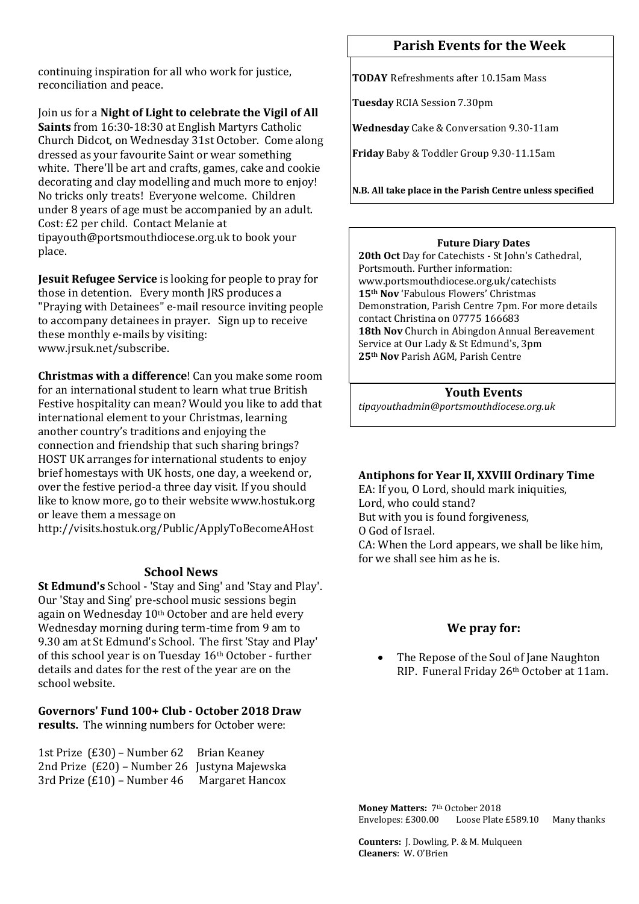continuing inspiration for all who work for justice, reconciliation and peace.

Join us for a **Night of Light to celebrate the Vigil of All Saints** from 16:30-18:30 at English Martyrs Catholic Church Didcot, on Wednesday 31st October. Come along dressed as your favourite Saint or wear something white. There'll be art and crafts, games, cake and cookie decorating and clay modelling and much more to enjoy! No tricks only treats! Everyone welcome. Children under 8 years of age must be accompanied by an adult. Cost: £2 per child. Contact Melanie at tipayouth@portsmouthdiocese.org.uk to book your place.

**Jesuit Refugee Service** is looking for people to pray for those in detention. Every month JRS produces a "Praying with Detainees" e-mail resource inviting people to accompany detainees in prayer. Sign up to receive these monthly e-mails by visiting: www.jrsuk.net/subscribe.

**Christmas with a difference**! Can you make some room for an international student to learn what true British Festive hospitality can mean? Would you like to add that international element to your Christmas, learning another country's traditions and enjoying the connection and friendship that such sharing brings? HOST UK arranges for international students to enjoy brief homestays with UK hosts, one day, a weekend or, over the festive period-a three day visit. If you should like to know more, go to their website www.hostuk.org or leave them a message on http://visits.hostuk.org/Public/ApplyToBecomeAHost

## School News

**St Edmund's** School - 'Stay and Sing' and 'Stay and Play'. Our 'Stay and Sing' pre-school music sessions begin again on Wednesday 10th October and are held every Wednesday morning during term-time from 9 am to 9.30 am at St Edmund's School. The first 'Stay and Play' of this school year is on Tuesday 16th October - further details and dates for the rest of the year are on the school website.

**Governors' Fund 100+ Club - October 2018 Draw results.** The winning numbers for October were:

1st Prize (£30) – Number 62 Brian Keaney
2nd Prize (£20) – Number 26 Justyna Majewska
3rd Prize (£10) – Number 46 Margaret Hancox

## Parish Events for the Week

**TODAY** Refreshments after 10.15am Mass

**Tuesday** RCIA Session 7.30pm

**Wednesday** Cake & Conversation 9.30-11am

**Friday** Baby & Toddler Group 9.30-11.15am

**N.B. All take place in the Parish Centre unless specified**

### Future Diary Dates

**20th Oct** Day for Catechists - St John's Cathedral, Portsmouth. Further information: www.portsmouthdiocese.org.uk/catechists
**15th Nov** 'Fabulous Flowers' Christmas Demonstration, Parish Centre 7pm. For more details contact Christina on 07775 166683
**18th Nov** Church in Abingdon Annual Bereavement Service at Our Lady & St Edmund's, 3pm
**25th Nov** Parish AGM, Parish Centre

### Youth Events

*tipayouthadmin@portsmouthdiocese.org.uk*

**Antiphons for Year II, XXVIII Ordinary Time**

EA: If you, O Lord, should mark iniquities,
Lord, who could stand?
But with you is found forgiveness,
O God of Israel.
CA: When the Lord appears, we shall be like him,
for we shall see him as he is.

### We pray for:

- The Repose of the Soul of Jane Naughton RIP. Funeral Friday 26th October at 11am.

**Money Matters:** 7th October 2018
Envelopes: £300.00 Loose Plate £589.10 Many thanks

**Counters:** J. Dowling, P. & M. Mulqueen
**Cleaners**: W. O'Brien